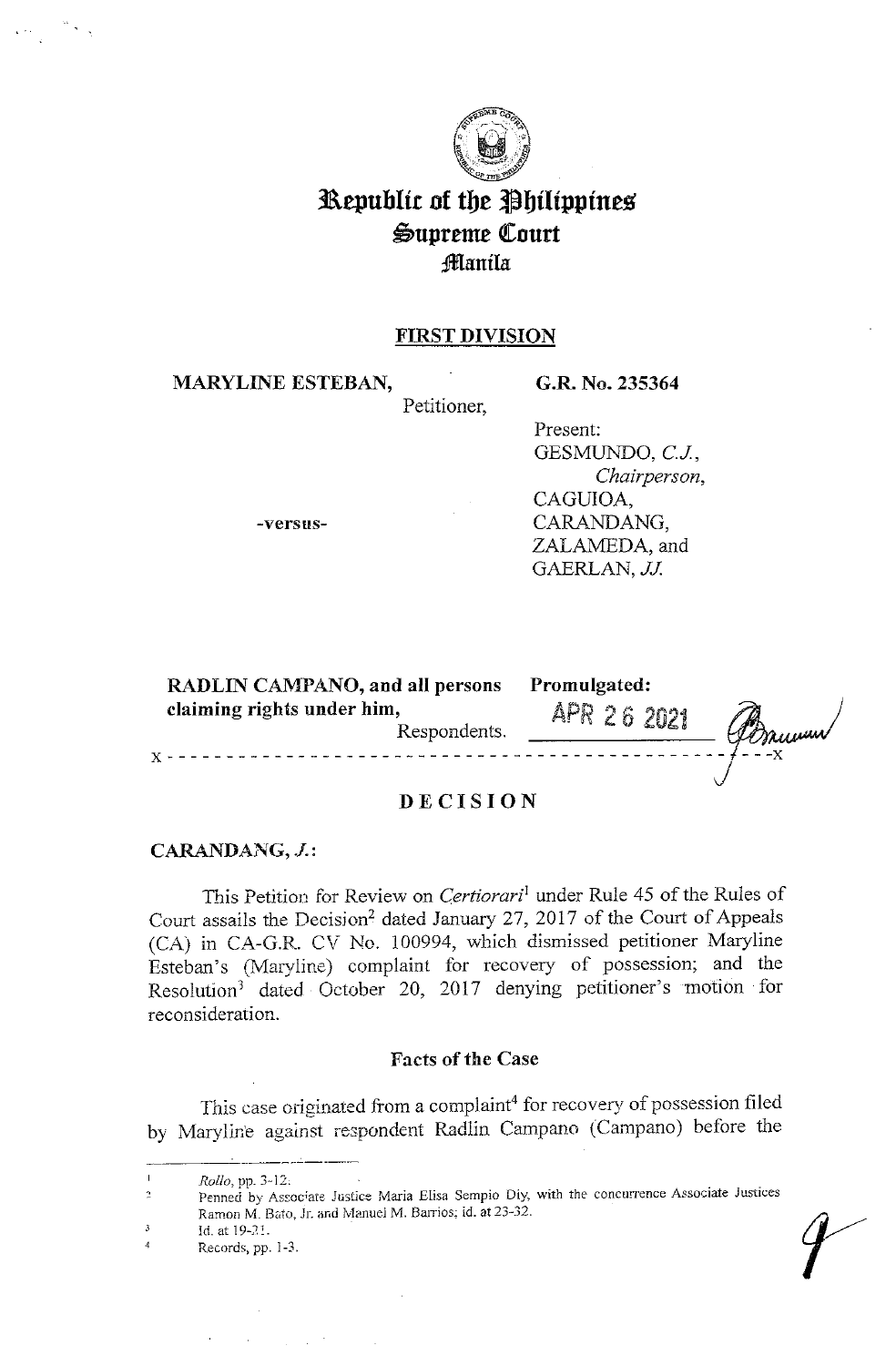# Republic of the Philippines
## Supreme Court
### Manila

**FIRST DIVISION**

**MARYLINE ESTEBAN,**
Petitioner,

**G.R. No. 235364**

Present:
GESMUNDO, *C.J.*,
*Chairperson*,
CAGUIOA,
CARANDANG,
ZALAMEDA, and
GAERLAN, *JJ.*

**-versus-**

**RADLIN CAMPANO, and all persons claiming rights under him,**
Respondents.

**Promulgated:**
APR 26 2021

x - - - - - - - - - - - - - - - - - - - - - - - - - - - - - - - - - - - - - - - - - - - - - - -x

## DECISION

**CARANDANG, *J.*:**

This Petition for Review on *Certiorari*[1] under Rule 45 of the Rules of Court assails the Decision[2] dated January 27, 2017 of the Court of Appeals (CA) in CA-G.R. CV No. 100994, which dismissed petitioner Maryline Esteban's (Maryline) complaint for recovery of possession; and the Resolution[3] dated October 20, 2017 denying petitioner's motion for reconsideration.

### Facts of the Case

This case originated from a complaint[4] for recovery of possession filed by Maryline against respondent Radlin Campano (Campano) before the

---

[1] *Rollo*, pp. 3-12.

[2] Penned by Associate Justice Maria Elisa Sempio Diy, with the concurrence Associate Justices Ramon M. Bato, Jr. and Manuel M. Barrios; id. at 23-32.

[3] Id. at 19-21.

[4] Records, pp. 1-3.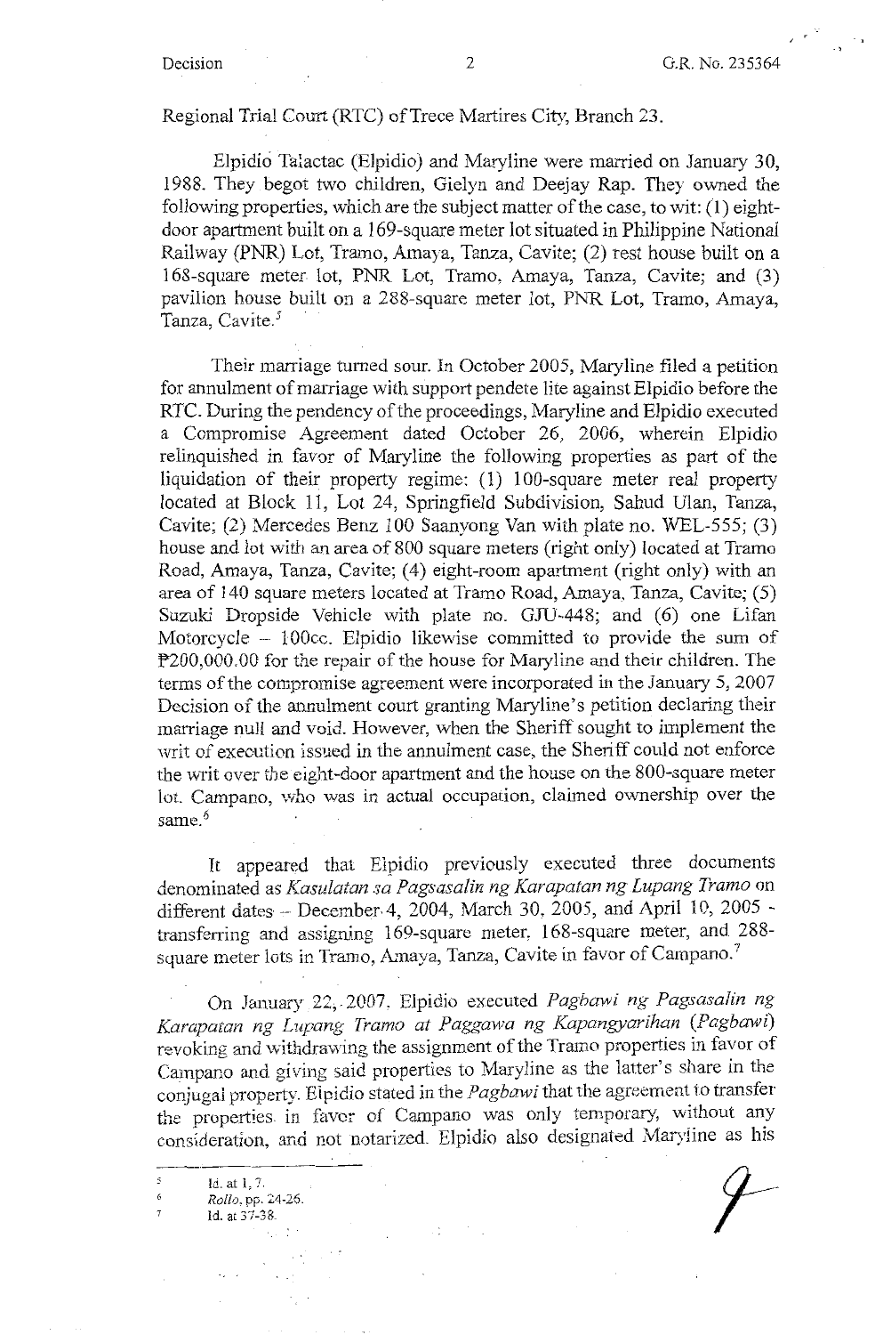Regional Trial Court (RTC) of Trece Martires City, Branch 23.

Elpidio Talactac (Elpidio) and Maryline were married on January 30, 1988. They begot two children, Gielyn and Deejay Rap. They owned the following properties, which are the subject matter of the case, to wit: (1) eight-door apartment built on a 169-square meter lot situated in Philippine National Railway (PNR) Lot, Tramo, Amaya, Tanza, Cavite; (2) rest house built on a 168-square meter lot, PNR Lot, Tramo, Amaya, Tanza, Cavite; and (3) pavilion house built on a 288-square meter lot, PNR Lot, Tramo, Amaya, Tanza, Cavite.[5]

Their marriage turned sour. In October 2005, Maryline filed a petition for annulment of marriage with support pendete lite against Elpidio before the RTC. During the pendency of the proceedings, Maryline and Elpidio executed a Compromise Agreement dated October 26, 2006, wherein Elpidio relinquished in favor of Maryline the following properties as part of the liquidation of their property regime: (1) 100-square meter real property located at Block 11, Lot 24, Springfield Subdivision, Sahud Ulan, Tanza, Cavite; (2) Mercedes Benz 100 Saanyong Van with plate no. WEL-555; (3) house and lot with an area of 800 square meters (right only) located at Tramo Road, Amaya, Tanza, Cavite; (4) eight-room apartment (right only) with an area of 140 square meters located at Tramo Road, Amaya, Tanza, Cavite; (5) Suzuki Dropside Vehicle with plate no. GJU-448; and (6) one Lifan Motorcycle – 100cc. Elpidio likewise committed to provide the sum of ₱200,000.00 for the repair of the house for Maryline and their children. The terms of the compromise agreement were incorporated in the January 5, 2007 Decision of the annulment court granting Maryline's petition declaring their marriage null and void. However, when the Sheriff sought to implement the writ of execution issued in the annulment case, the Sheriff could not enforce the writ over the eight-door apartment and the house on the 800-square meter lot. Campano, who was in actual occupation, claimed ownership over the same.[6]

It appeared that Elpidio previously executed three documents denominated as *Kasulatan sa Pagsasalin ng Karapatan ng Lupang Tramo* on different dates – December 4, 2004, March 30, 2005, and April 10, 2005 – transferring and assigning 169-square meter, 168-square meter, and 288-square meter lots in Tramo, Amaya, Tanza, Cavite in favor of Campano.[7]

On January 22, 2007, Elpidio executed *Pagbawi ng Pagsasalin ng Karapatan ng Lupang Tramo at Paggawa ng Kapangyarihan* (*Pagbawi*) revoking and withdrawing the assignment of the Tramo properties in favor of Campano and giving said properties to Maryline as the latter's share in the conjugal property. Elpidio stated in the *Pagbawi* that the agreement to transfer the properties in favor of Campano was only temporary, without any consideration, and not notarized. Elpidio also designated Maryline as his

---

[5] Id. at 1, 7.

[6] *Rollo*, pp. 24-26.

[7] Id. at 37-38.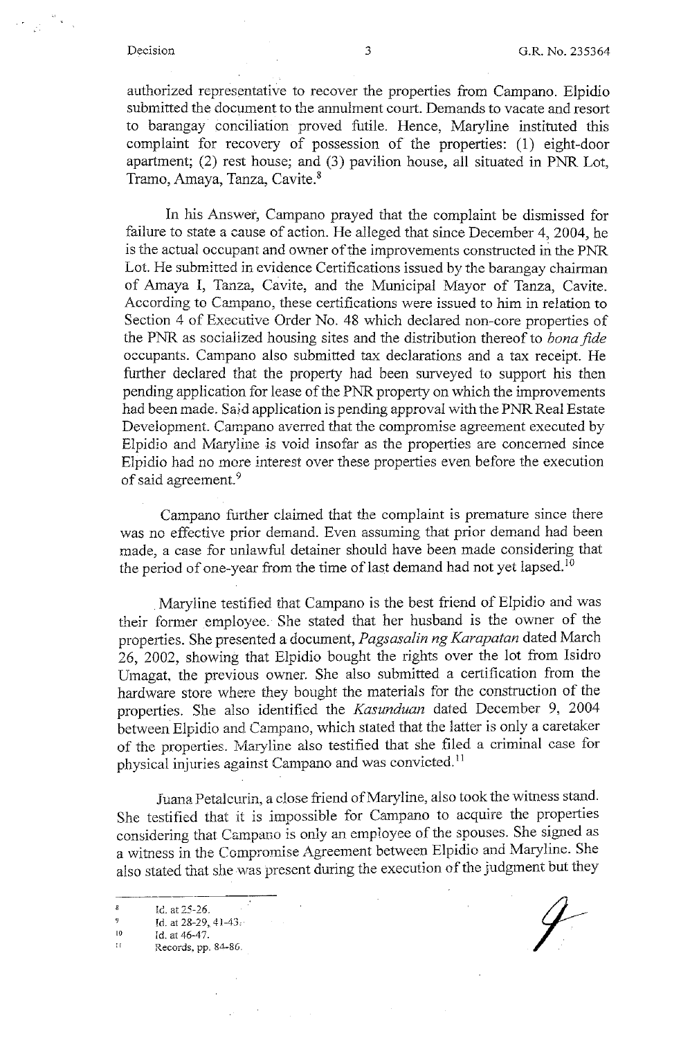authorized representative to recover the properties from Campano. Elpidio submitted the document to the annulment court. Demands to vacate and resort to barangay conciliation proved futile. Hence, Maryline instituted this complaint for recovery of possession of the properties: (1) eight-door apartment; (2) rest house; and (3) pavilion house, all situated in PNR Lot, Tramo, Amaya, Tanza, Cavite.[8]

In his Answer, Campano prayed that the complaint be dismissed for failure to state a cause of action. He alleged that since December 4, 2004, he is the actual occupant and owner of the improvements constructed in the PNR Lot. He submitted in evidence Certifications issued by the barangay chairman of Amaya I, Tanza, Cavite, and the Municipal Mayor of Tanza, Cavite. According to Campano, these certifications were issued to him in relation to Section 4 of Executive Order No. 48 which declared non-core properties of the PNR as socialized housing sites and the distribution thereof to *bona fide* occupants. Campano also submitted tax declarations and a tax receipt. He further declared that the property had been surveyed to support his then pending application for lease of the PNR property on which the improvements had been made. Said application is pending approval with the PNR Real Estate Development. Campano averred that the compromise agreement executed by Elpidio and Maryline is void insofar as the properties are concerned since Elpidio had no more interest over these properties even before the execution of said agreement.[9]

Campano further claimed that the complaint is premature since there was no effective prior demand. Even assuming that prior demand had been made, a case for unlawful detainer should have been made considering that the period of one-year from the time of last demand had not yet lapsed.[10]

Maryline testified that Campano is the best friend of Elpidio and was their former employee. She stated that her husband is the owner of the properties. She presented a document, *Pagsasalin ng Karapatan* dated March 26, 2002, showing that Elpidio bought the rights over the lot from Isidro Umagat, the previous owner. She also submitted a certification from the hardware store where they bought the materials for the construction of the properties. She also identified the *Kasunduan* dated December 9, 2004 between Elpidio and Campano, which stated that the latter is only a caretaker of the properties. Maryline also testified that she filed a criminal case for physical injuries against Campano and was convicted.[11]

Juana Petalcurin, a close friend of Maryline, also took the witness stand. She testified that it is impossible for Campano to acquire the properties considering that Campano is only an employee of the spouses. She signed as a witness in the Compromise Agreement between Elpidio and Maryline. She also stated that she was present during the execution of the judgment but they

---

[8] Id. at 25-26.

[9] Id. at 28-29, 41-43.

[10] Id. at 46-47.

[11] Records, pp. 84-86.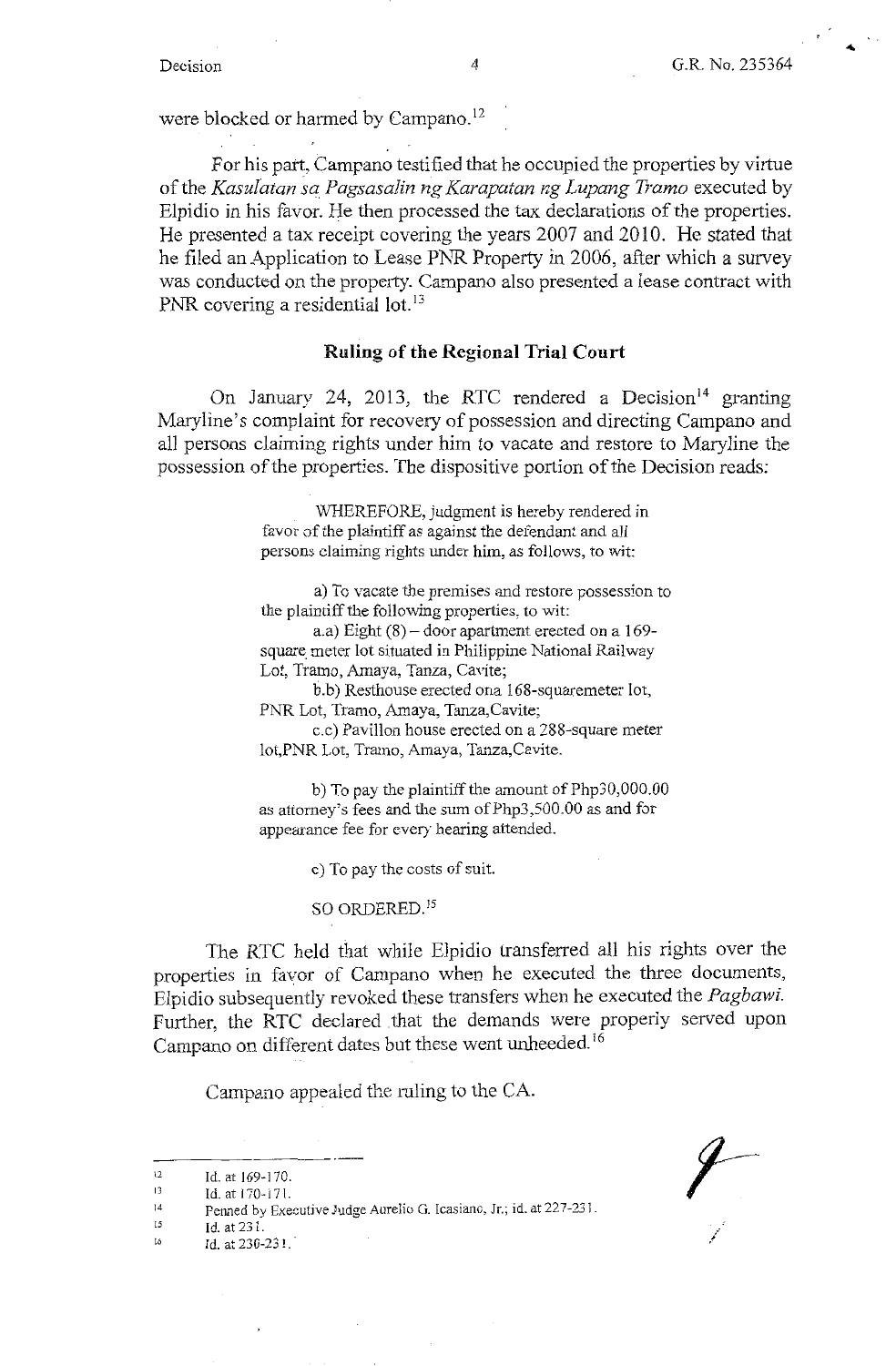were blocked or harmed by Campano.[12]

For his part, Campano testified that he occupied the properties by virtue of the *Kasulatan sa Pagsasalin ng Karapatan ng Lupang Tramo* executed by Elpidio in his favor. He then processed the tax declarations of the properties. He presented a tax receipt covering the years 2007 and 2010. He stated that he filed an Application to Lease PNR Property in 2006, after which a survey was conducted on the property. Campano also presented a lease contract with PNR covering a residential lot.[13]

## Ruling of the Regional Trial Court

On January 24, 2013, the RTC rendered a Decision[14] granting Maryline's complaint for recovery of possession and directing Campano and all persons claiming rights under him to vacate and restore to Maryline the possession of the properties. The dispositive portion of the Decision reads:

> WHEREFORE, judgment is hereby rendered in favor of the plaintiff as against the defendant and all persons claiming rights under him, as follows, to wit:
>
> a) To vacate the premises and restore possession to the plaintiff the following properties, to wit:
>
> a.a) Eight (8) – door apartment erected on a 169-square meter lot situated in Philippine National Railway Lot, Tramo, Amaya, Tanza, Cavite;
>
> b.b) Resthouse erected ona 168-squaremeter lot, PNR Lot, Tramo, Amaya, Tanza,Cavite;
>
> c.c) Pavillon house erected on a 288-square meter lot,PNR Lot, Tramo, Amaya, Tanza,Cavite.
>
> b) To pay the plaintiff the amount of Php30,000.00 as attorney's fees and the sum of Php3,500.00 as and for appearance fee for every hearing attended.
>
> c) To pay the costs of suit.
>
> SO ORDERED.[15]

The RTC held that while Elpidio transferred all his rights over the properties in favor of Campano when he executed the three documents, Elpidio subsequently revoked these transfers when he executed the *Pagbawi*. Further, the RTC declared that the demands were properly served upon Campano on different dates but these went unheeded.[16]

Campano appealed the ruling to the CA.

---

[12] Id. at 169-170.
[13] Id. at 170-171.
[14] Penned by Executive Judge Aurelio G. Icasiano, Jr.; id. at 227-231.
[15] Id. at 231.
[16] Id. at 230-231.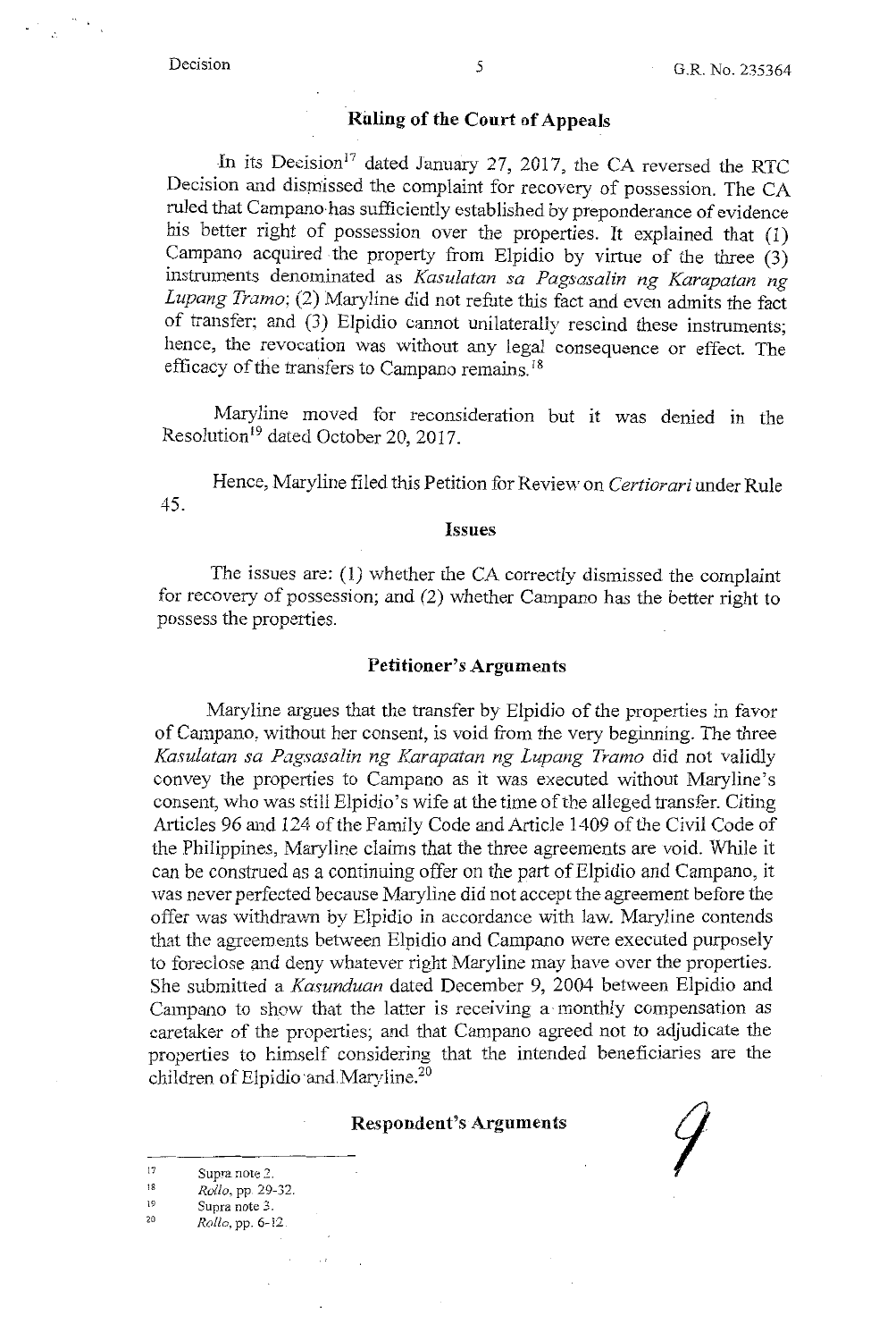## Ruling of the Court of Appeals

In its Decision[17] dated January 27, 2017, the CA reversed the RTC Decision and dismissed the complaint for recovery of possession. The CA ruled that Campano has sufficiently established by preponderance of evidence his better right of possession over the properties. It explained that (1) Campano acquired the property from Elpidio by virtue of the three (3) instruments denominated as *Kasulatan sa Pagsasalin ng Karapatan ng Lupang Tramo*; (2) Maryline did not refute this fact and even admits the fact of transfer; and (3) Elpidio cannot unilaterally rescind these instruments; hence, the revocation was without any legal consequence or effect. The efficacy of the transfers to Campano remains.[18]

Maryline moved for reconsideration but it was denied in the Resolution[19] dated October 20, 2017.

Hence, Maryline filed this Petition for Review on *Certiorari* under Rule 45.

## Issues

The issues are: (1) whether the CA correctly dismissed the complaint for recovery of possession; and (2) whether Campano has the better right to possess the properties.

## Petitioner's Arguments

Maryline argues that the transfer by Elpidio of the properties in favor of Campano, without her consent, is void from the very beginning. The three *Kasulatan sa Pagsasalin ng Karapatan ng Lupang Tramo* did not validly convey the properties to Campano as it was executed without Maryline's consent, who was still Elpidio's wife at the time of the alleged transfer. Citing Articles 96 and 124 of the Family Code and Article 1409 of the Civil Code of the Philippines, Maryline claims that the three agreements are void. While it can be construed as a continuing offer on the part of Elpidio and Campano, it was never perfected because Maryline did not accept the agreement before the offer was withdrawn by Elpidio in accordance with law. Maryline contends that the agreements between Elpidio and Campano were executed purposely to foreclose and deny whatever right Maryline may have over the properties. She submitted a *Kasunduan* dated December 9, 2004 between Elpidio and Campano to show that the latter is receiving a monthly compensation as caretaker of the properties; and that Campano agreed not to adjudicate the properties to himself considering that the intended beneficiaries are the children of Elpidio and Maryline.[20]

## Respondent's Arguments

---

[17] Supra note 2.

[18] *Rollo*, pp. 29-32.

[19] Supra note 3.

[20] *Rollo*, pp. 6-12.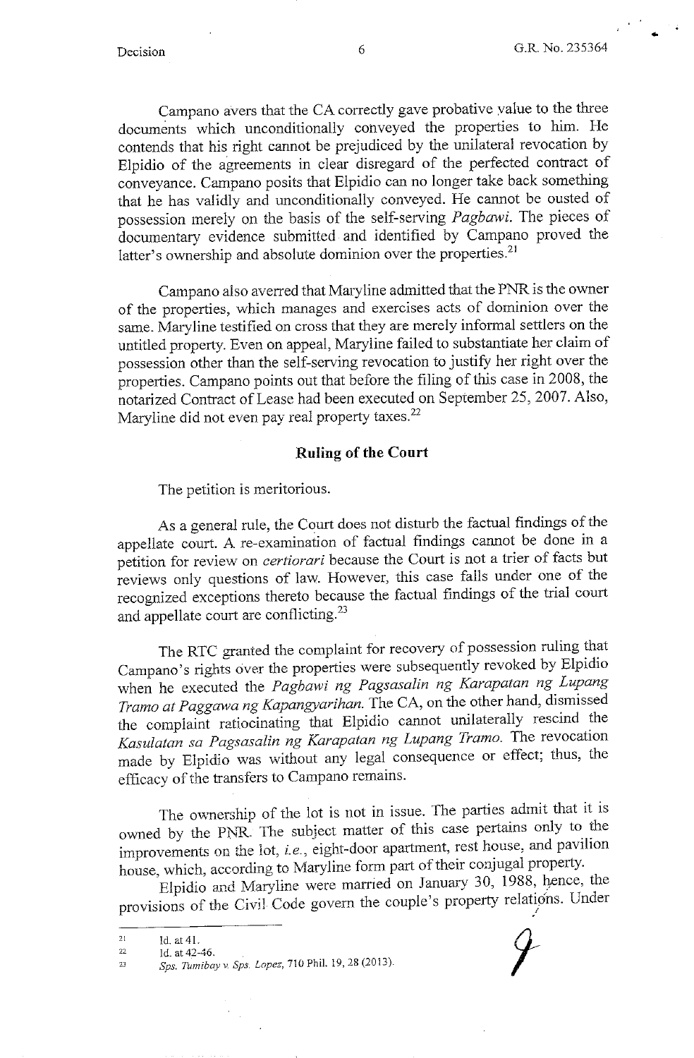Campano avers that the CA correctly gave probative value to the three documents which unconditionally conveyed the properties to him. He contends that his right cannot be prejudiced by the unilateral revocation by Elpidio of the agreements in clear disregard of the perfected contract of conveyance. Campano posits that Elpidio can no longer take back something that he has validly and unconditionally conveyed. He cannot be ousted of possession merely on the basis of the self-serving *Pagbawi*. The pieces of documentary evidence submitted and identified by Campano proved the latter's ownership and absolute dominion over the properties.[21]

Campano also averred that Maryline admitted that the PNR is the owner of the properties, which manages and exercises acts of dominion over the same. Maryline testified on cross that they are merely informal settlers on the untitled property. Even on appeal, Maryline failed to substantiate her claim of possession other than the self-serving revocation to justify her right over the properties. Campano points out that before the filing of this case in 2008, the notarized Contract of Lease had been executed on September 25, 2007. Also, Maryline did not even pay real property taxes.[22]

## Ruling of the Court

The petition is meritorious.

As a general rule, the Court does not disturb the factual findings of the appellate court. A re-examination of factual findings cannot be done in a petition for review on *certiorari* because the Court is not a trier of facts but reviews only questions of law. However, this case falls under one of the recognized exceptions thereto because the factual findings of the trial court and appellate court are conflicting.[23]

The RTC granted the complaint for recovery of possession ruling that Campano's rights over the properties were subsequently revoked by Elpidio when he executed the *Pagbawi ng Pagsasalin ng Karapatan ng Lupang Tramo at Paggawa ng Kapangyarihan*. The CA, on the other hand, dismissed the complaint ratiocinating that Elpidio cannot unilaterally rescind the *Kasulatan sa Pagsasalin ng Karapatan ng Lupang Tramo*. The revocation made by Elpidio was without any legal consequence or effect; thus, the efficacy of the transfers to Campano remains.

The ownership of the lot is not in issue. The parties admit that it is owned by the PNR. The subject matter of this case pertains only to the improvements on the lot, *i.e.*, eight-door apartment, rest house, and pavilion house, which, according to Maryline form part of their conjugal property.

Elpidio and Maryline were married on January 30, 1988, hence, the provisions of the Civil Code govern the couple's property relations. Under

---

21 Id. at 41.

22 Id. at 42-46.

23 *Sps. Tumibay v. Sps. Lopez*, 710 Phil. 19, 28 (2013).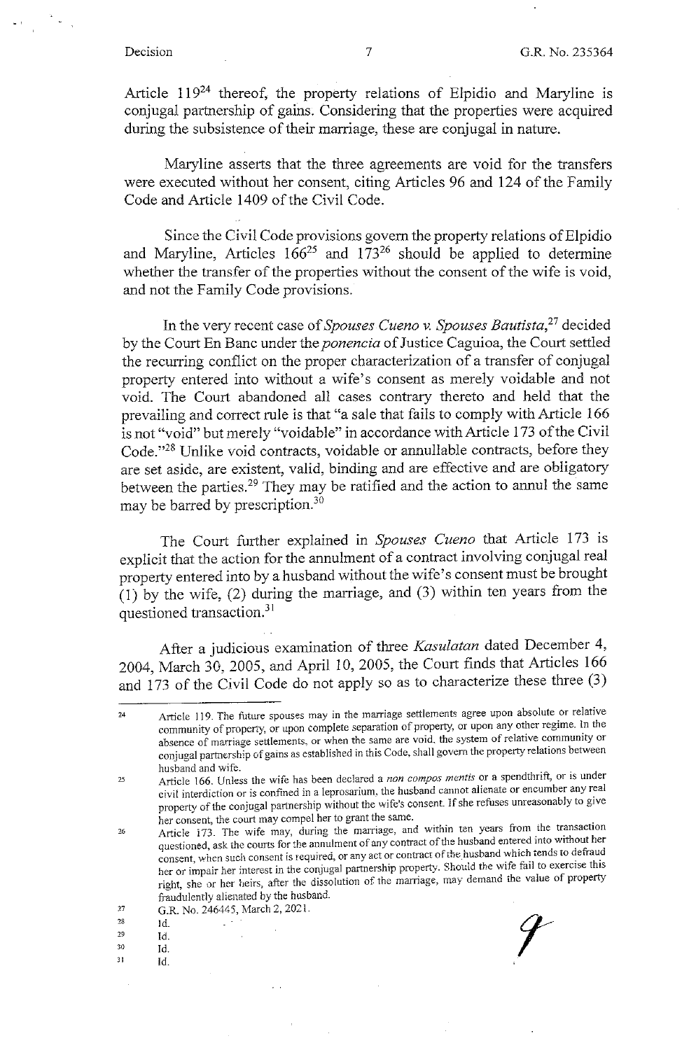Article 119[24] thereof, the property relations of Elpidio and Maryline is conjugal partnership of gains. Considering that the properties were acquired during the subsistence of their marriage, these are conjugal in nature.

Maryline asserts that the three agreements are void for the transfers were executed without her consent, citing Articles 96 and 124 of the Family Code and Article 1409 of the Civil Code.

Since the Civil Code provisions govern the property relations of Elpidio and Maryline, Articles 166[25] and 173[26] should be applied to determine whether the transfer of the properties without the consent of the wife is void, and not the Family Code provisions.

In the very recent case of *Spouses Cueno v. Spouses Bautista*,[27] decided by the Court En Banc under the *ponencia* of Justice Caguioa, the Court settled the recurring conflict on the proper characterization of a transfer of conjugal property entered into without a wife's consent as merely voidable and not void. The Court abandoned all cases contrary thereto and held that the prevailing and correct rule is that "a sale that fails to comply with Article 166 is not "void" but merely "voidable" in accordance with Article 173 of the Civil Code."[28] Unlike void contracts, voidable or annullable contracts, before they are set aside, are existent, valid, binding and are effective and are obligatory between the parties.[29] They may be ratified and the action to annul the same may be barred by prescription.[30]

The Court further explained in *Spouses Cueno* that Article 173 is explicit that the action for the annulment of a contract involving conjugal real property entered into by a husband without the wife's consent must be brought (1) by the wife, (2) during the marriage, and (3) within ten years from the questioned transaction.[31]

After a judicious examination of three *Kasulatan* dated December 4, 2004, March 30, 2005, and April 10, 2005, the Court finds that Articles 166 and 173 of the Civil Code do not apply so as to characterize these three (3)

---

[24] Article 119. The future spouses may in the marriage settlements agree upon absolute or relative community of property, or upon complete separation of property, or upon any other regime. In the absence of marriage settlements, or when the same are void, the system of relative community or conjugal partnership of gains as established in this Code, shall govern the property relations between husband and wife.

[25] Article 166. Unless the wife has been declared a *non compos mentis* or a spendthrift, or is under civil interdiction or is confined in a leprosarium, the husband cannot alienate or encumber any real property of the conjugal partnership without the wife's consent. If she refuses unreasonably to give her consent, the court may compel her to grant the same.

[26] Article 173. The wife may, during the marriage, and within ten years from the transaction questioned, ask the courts for the annulment of any contract of the husband entered into without her consent, when such consent is required, or any act or contract of the husband which tends to defraud her or impair her interest in the conjugal partnership property. Should the wife fail to exercise this right, she or her heirs, after the dissolution of the marriage, may demand the value of property fraudulently alienated by the husband.

[27] G.R. No. 246445, March 2, 2021.

[28] Id.

[29] Id.

[30] Id.

[31] Id.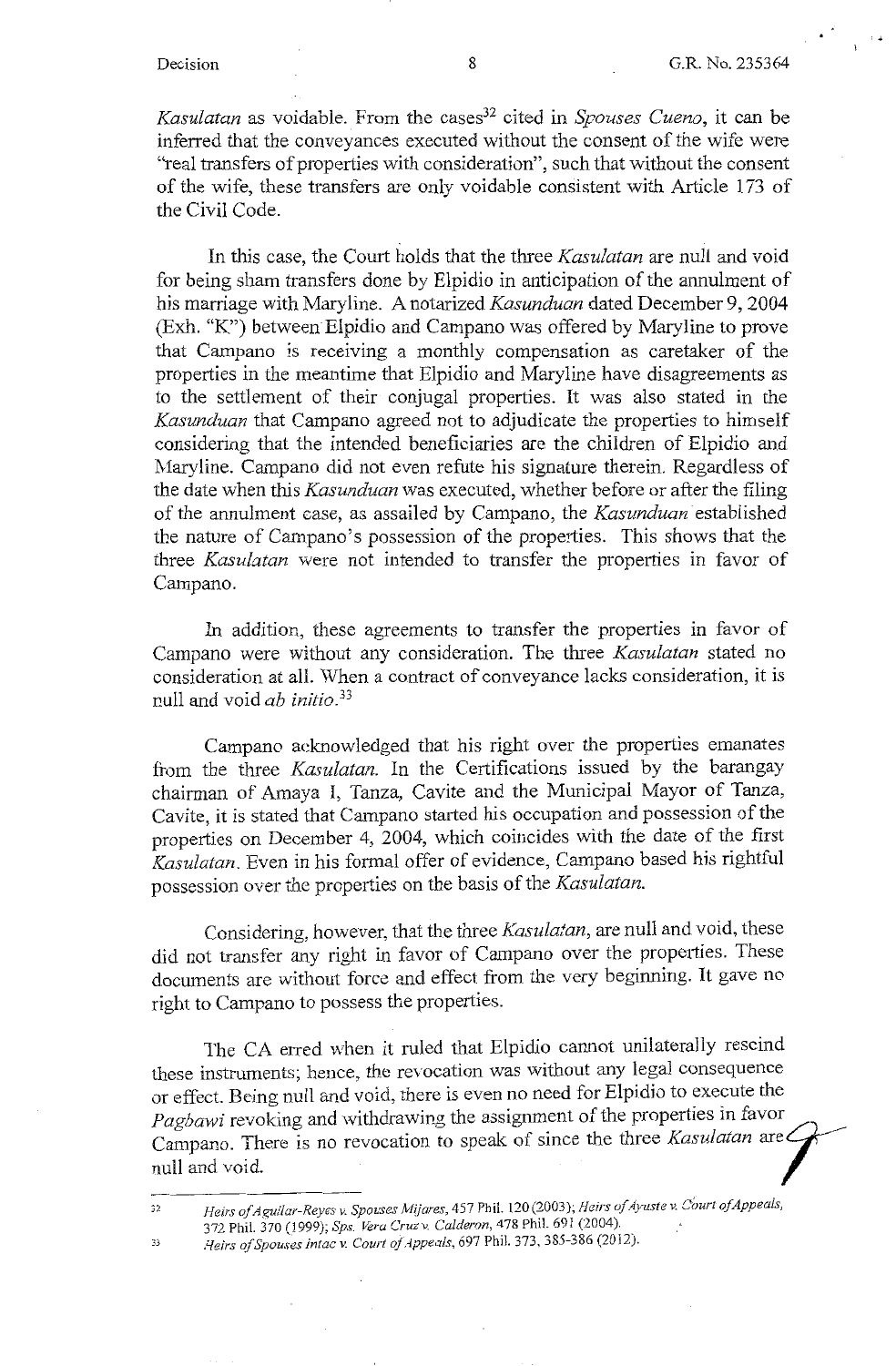*Kasulatan* as voidable. From the cases[32] cited in *Spouses Cueno*, it can be inferred that the conveyances executed without the consent of the wife were "real transfers of properties with consideration", such that without the consent of the wife, these transfers are only voidable consistent with Article 173 of the Civil Code.

In this case, the Court holds that the three *Kasulatan* are null and void for being sham transfers done by Elpidio in anticipation of the annulment of his marriage with Maryline. A notarized *Kasunduan* dated December 9, 2004 (Exh. "K") between Elpidio and Campano was offered by Maryline to prove that Campano is receiving a monthly compensation as caretaker of the properties in the meantime that Elpidio and Maryline have disagreements as to the settlement of their conjugal properties. It was also stated in the *Kasunduan* that Campano agreed not to adjudicate the properties to himself considering that the intended beneficiaries are the children of Elpidio and Maryline. Campano did not even refute his signature therein. Regardless of the date when this *Kasunduan* was executed, whether before or after the filing of the annulment case, as assailed by Campano, the *Kasunduan* established the nature of Campano's possession of the properties. This shows that the three *Kasulatan* were not intended to transfer the properties in favor of Campano.

In addition, these agreements to transfer the properties in favor of Campano were without any consideration. The three *Kasulatan* stated no consideration at all. When a contract of conveyance lacks consideration, it is null and void *ab initio*.[33]

Campano acknowledged that his right over the properties emanates from the three *Kasulatan*. In the Certifications issued by the barangay chairman of Amaya I, Tanza, Cavite and the Municipal Mayor of Tanza, Cavite, it is stated that Campano started his occupation and possession of the properties on December 4, 2004, which coincides with the date of the first *Kasulatan*. Even in his formal offer of evidence, Campano based his rightful possession over the properties on the basis of the *Kasulatan*.

Considering, however, that the three *Kasulatan*, are null and void, these did not transfer any right in favor of Campano over the properties. These documents are without force and effect from the very beginning. It gave no right to Campano to possess the properties.

The CA erred when it ruled that Elpidio cannot unilaterally rescind these instruments; hence, the revocation was without any legal consequence or effect. Being null and void, there is even no need for Elpidio to execute the *Pagbawi* revoking and withdrawing the assignment of the properties in favor Campano. There is no revocation to speak of since the three *Kasulatan* are null and void.

---

[32] *Heirs of Aguilar-Reyes v. Spouses Mijares*, 457 Phil. 120 (2003); *Heirs of Ayuste v. Court of Appeals*, 372 Phil. 370 (1999); *Sps. Vera Cruz v. Calderon*, 478 Phil. 691 (2004).

[33] *Heirs of Spouses Intac v. Court of Appeals*, 697 Phil. 373, 385-386 (2012).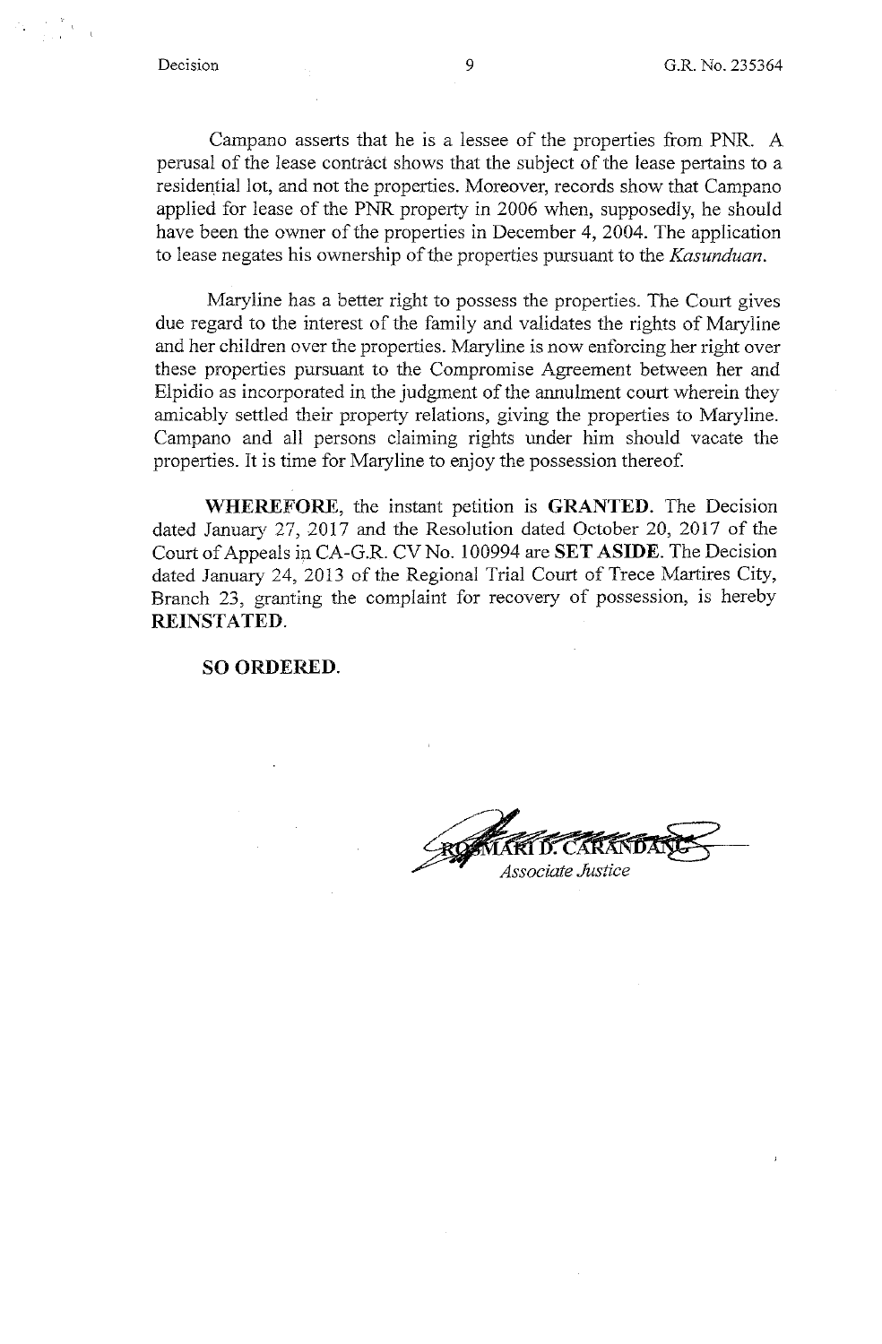Campano asserts that he is a lessee of the properties from PNR. A perusal of the lease contract shows that the subject of the lease pertains to a residential lot, and not the properties. Moreover, records show that Campano applied for lease of the PNR property in 2006 when, supposedly, he should have been the owner of the properties in December 4, 2004. The application to lease negates his ownership of the properties pursuant to the *Kasunduan*.

Maryline has a better right to possess the properties. The Court gives due regard to the interest of the family and validates the rights of Maryline and her children over the properties. Maryline is now enforcing her right over these properties pursuant to the Compromise Agreement between her and Elpidio as incorporated in the judgment of the annulment court wherein they amicably settled their property relations, giving the properties to Maryline. Campano and all persons claiming rights under him should vacate the properties. It is time for Maryline to enjoy the possession thereof.

**WHEREFORE**, the instant petition is **GRANTED**. The Decision dated January 27, 2017 and the Resolution dated October 20, 2017 of the Court of Appeals in CA-G.R. CV No. 100994 are **SET ASIDE**. The Decision dated January 24, 2013 of the Regional Trial Court of Trece Martires City, Branch 23, granting the complaint for recovery of possession, is hereby **REINSTATED**.

**SO ORDERED.**

ROSMARI D. CARANDANG
*Associate Justice*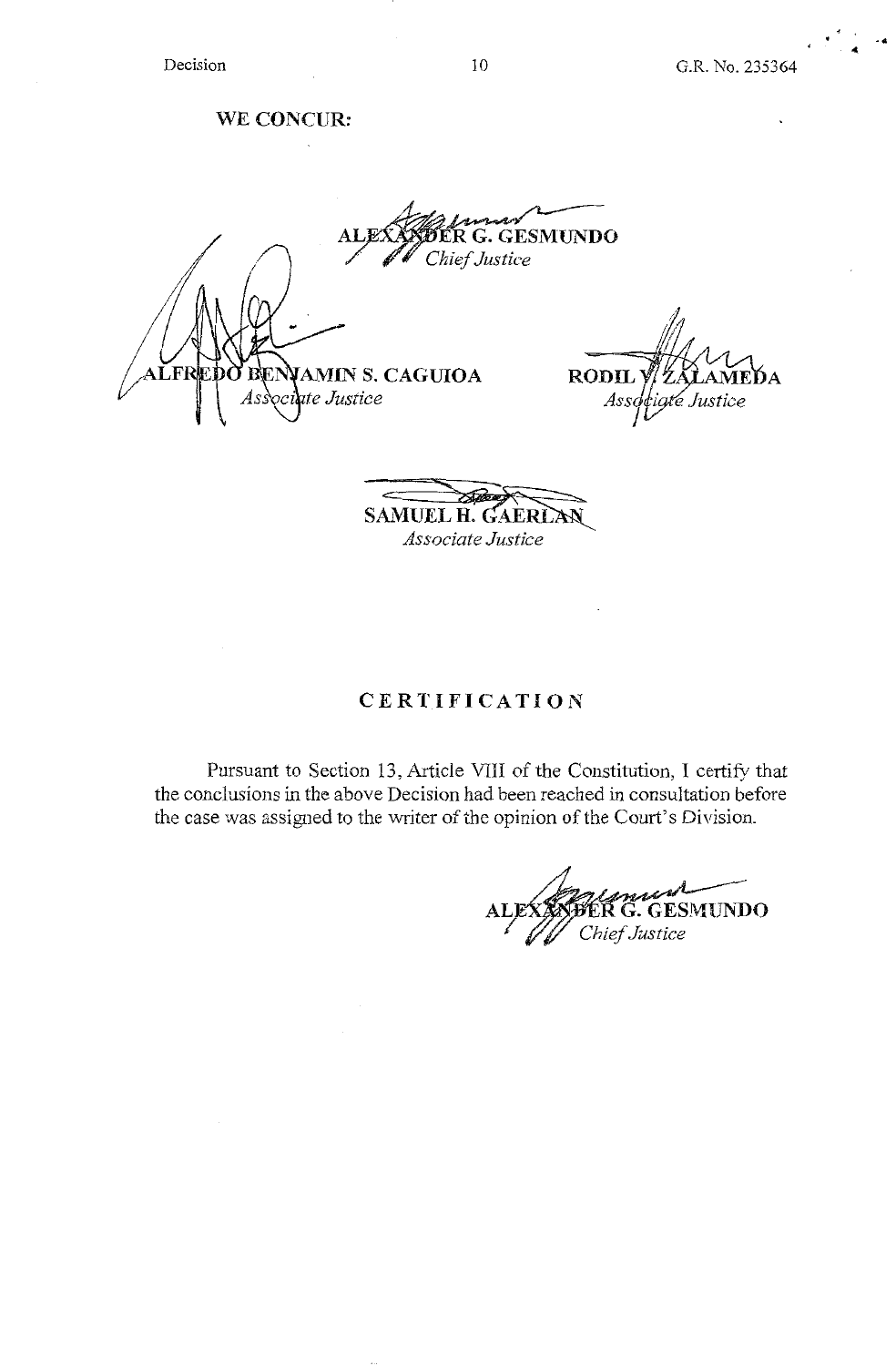**WE CONCUR:**

**ALEXANDER G. GESMUNDO**
*Chief Justice*

**ALFREDO BENJAMIN S. CAGUIOA**
*Associate Justice*

**RODIL V. ZALAMEDA**
*Associate Justice*

**SAMUEL H. GAERLAN**
*Associate Justice*

## CERTIFICATION

Pursuant to Section 13, Article VIII of the Constitution, I certify that the conclusions in the above Decision had been reached in consultation before the case was assigned to the writer of the opinion of the Court's Division.

**ALEXANDER G. GESMUNDO**
*Chief Justice*